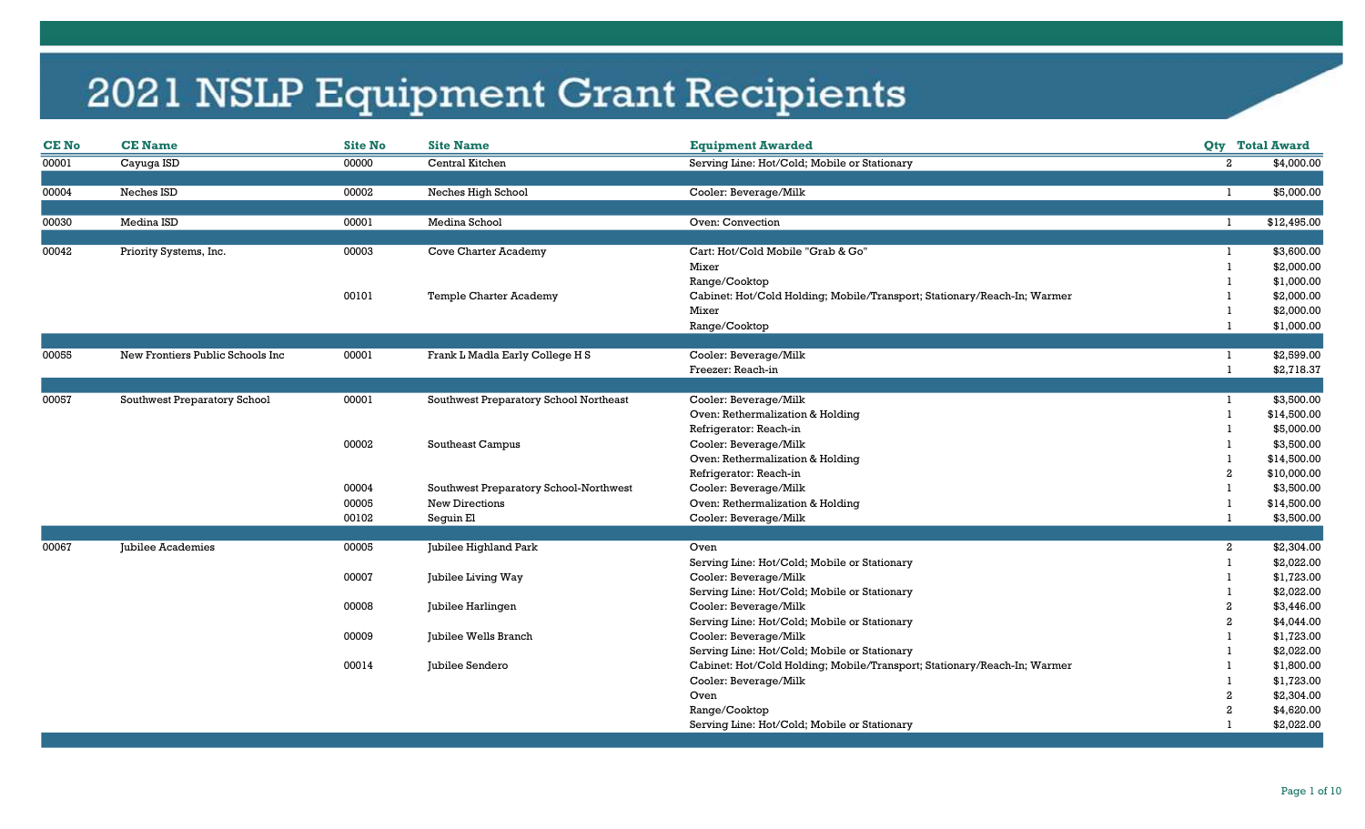# 2021 NSLP Equipment Grant Recipients

| CE No | CE Name | Site No | Site Name | Equipment Awarded | Qty | Total Award |
|---|---|---|---|---|---|---|
| 00001 | Cayuga ISD | 00000 | Central Kitchen | Serving Line: Hot/Cold; Mobile or Stationary | 2 | $4,000.00 |
| 00004 | Neches ISD | 00002 | Neches High School | Cooler: Beverage/Milk | 1 | $5,000.00 |
| 00030 | Medina ISD | 00001 | Medina School | Oven: Convection | 1 | $12,495.00 |
| 00042 | Priority Systems, Inc. | 00003 | Cove Charter Academy | Cart: Hot/Cold Mobile "Grab & Go" | 1 | $3,600.00 |
| | | | | Mixer | 1 | $2,000.00 |
| | | | | Range/Cooktop | 1 | $1,000.00 |
| | | 00101 | Temple Charter Academy | Cabinet: Hot/Cold Holding; Mobile/Transport; Stationary/Reach-In; Warmer | 1 | $2,000.00 |
| | | | | Mixer | 1 | $2,000.00 |
| | | | | Range/Cooktop | 1 | $1,000.00 |
| 00055 | New Frontiers Public Schools Inc | 00001 | Frank L Madla Early College H S | Cooler: Beverage/Milk | 1 | $2,599.00 |
| | | | | Freezer: Reach-in | 1 | $2,718.37 |
| 00057 | Southwest Preparatory School | 00001 | Southwest Preparatory School Northeast | Cooler: Beverage/Milk | 1 | $3,500.00 |
| | | | | Oven: Rethermalization & Holding | 1 | $14,500.00 |
| | | | | Refrigerator: Reach-in | 1 | $5,000.00 |
| | | 00002 | Southeast Campus | Cooler: Beverage/Milk | 1 | $3,500.00 |
| | | | | Oven: Rethermalization & Holding | 1 | $14,500.00 |
| | | | | Refrigerator: Reach-in | 2 | $10,000.00 |
| | | 00004 | Southwest Preparatory School-Northwest | Cooler: Beverage/Milk | 1 | $3,500.00 |
| | | 00005 | New Directions | Oven: Rethermalization & Holding | 1 | $14,500.00 |
| | | 00102 | Seguin El | Cooler: Beverage/Milk | 1 | $3,500.00 |
| 00067 | Jubilee Academies | 00005 | Jubilee Highland Park | Oven | 2 | $2,304.00 |
| | | | | Serving Line: Hot/Cold; Mobile or Stationary | 1 | $2,022.00 |
| | | 00007 | Jubilee Living Way | Cooler: Beverage/Milk | 1 | $1,723.00 |
| | | | | Serving Line: Hot/Cold; Mobile or Stationary | 1 | $2,022.00 |
| | | 00008 | Jubilee Harlingen | Cooler: Beverage/Milk | 2 | $3,446.00 |
| | | | | Serving Line: Hot/Cold; Mobile or Stationary | 2 | $4,044.00 |
| | | 00009 | Jubilee Wells Branch | Cooler: Beverage/Milk | 1 | $1,723.00 |
| | | | | Serving Line: Hot/Cold; Mobile or Stationary | 1 | $2,022.00 |
| | | 00014 | Jubilee Sendero | Cabinet: Hot/Cold Holding; Mobile/Transport; Stationary/Reach-In; Warmer | 1 | $1,800.00 |
| | | | | Cooler: Beverage/Milk | 1 | $1,723.00 |
| | | | | Oven | 2 | $2,304.00 |
| | | | | Range/Cooktop | 2 | $4,620.00 |
| | | | | Serving Line: Hot/Cold; Mobile or Stationary | 1 | $2,022.00 |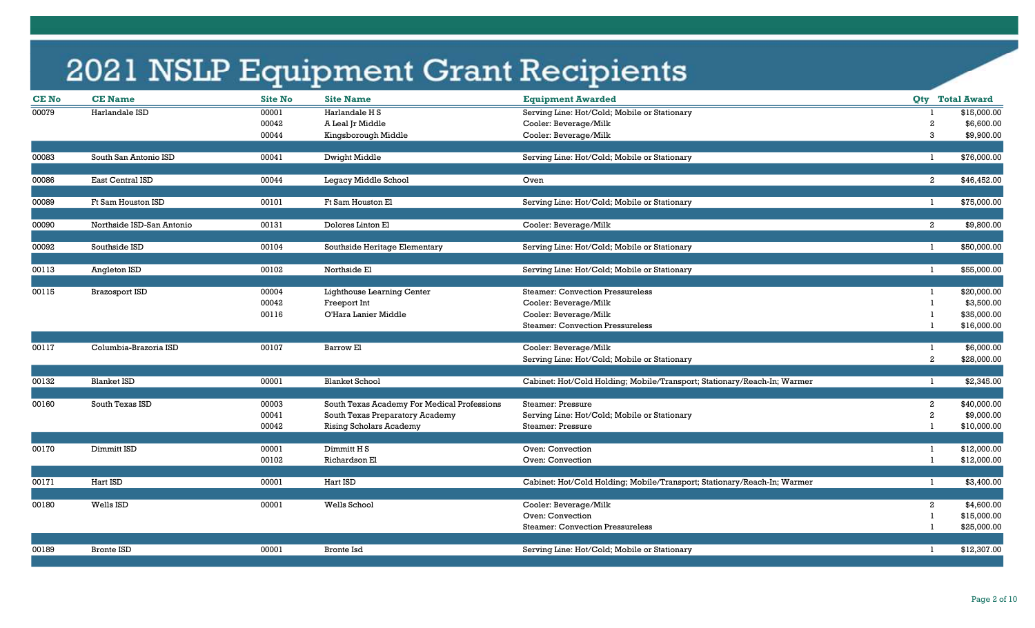# 2021 NSLP Equipment Grant Recipients

| CE No | CE Name | Site No | Site Name | Equipment Awarded | Qty | Total Award |
|---|---|---|---|---|---|---|
| 00079 | Harlandale ISD | 00001 | Harlandale H S | Serving Line: Hot/Cold; Mobile or Stationary | 1 | $15,000.00 |
| | | 00042 | A Leal Jr Middle | Cooler: Beverage/Milk | 2 | $6,600.00 |
| | | 00044 | Kingsborough Middle | Cooler: Beverage/Milk | 3 | $9,900.00 |
| 00083 | South San Antonio ISD | 00041 | Dwight Middle | Serving Line: Hot/Cold; Mobile or Stationary | 1 | $76,000.00 |
| 00086 | East Central ISD | 00044 | Legacy Middle School | Oven | 2 | $46,452.00 |
| 00089 | Ft Sam Houston ISD | 00101 | Ft Sam Houston El | Serving Line: Hot/Cold; Mobile or Stationary | 1 | $75,000.00 |
| 00090 | Northside ISD-San Antonio | 00131 | Dolores Linton El | Cooler: Beverage/Milk | 2 | $9,800.00 |
| 00092 | Southside ISD | 00104 | Southside Heritage Elementary | Serving Line: Hot/Cold; Mobile or Stationary | 1 | $50,000.00 |
| 00113 | Angleton ISD | 00102 | Northside El | Serving Line: Hot/Cold; Mobile or Stationary | 1 | $55,000.00 |
| 00115 | Brazosport ISD | 00004 | Lighthouse Learning Center | Steamer: Convection Pressureless | 1 | $20,000.00 |
| | | 00042 | Freeport Int | Cooler: Beverage/Milk | 1 | $3,500.00 |
| | | 00116 | O'Hara Lanier Middle | Cooler: Beverage/Milk | 1 | $35,000.00 |
| | | | | Steamer: Convection Pressureless | 1 | $16,000.00 |
| 00117 | Columbia-Brazoria ISD | 00107 | Barrow El | Cooler: Beverage/Milk | 1 | $6,000.00 |
| | | | | Serving Line: Hot/Cold; Mobile or Stationary | 2 | $28,000.00 |
| 00132 | Blanket ISD | 00001 | Blanket School | Cabinet: Hot/Cold Holding; Mobile/Transport; Stationary/Reach-In; Warmer | 1 | $2,345.00 |
| 00160 | South Texas ISD | 00003 | South Texas Academy For Medical Professions | Steamer: Pressure | 2 | $40,000.00 |
| | | 00041 | South Texas Preparatory Academy | Serving Line: Hot/Cold; Mobile or Stationary | 2 | $9,000.00 |
| | | 00042 | Rising Scholars Academy | Steamer: Pressure | 1 | $10,000.00 |
| 00170 | Dimmitt ISD | 00001 | Dimmitt H S | Oven: Convection | 1 | $12,000.00 |
| | | 00102 | Richardson El | Oven: Convection | 1 | $12,000.00 |
| 00171 | Hart ISD | 00001 | Hart ISD | Cabinet: Hot/Cold Holding; Mobile/Transport; Stationary/Reach-In; Warmer | 1 | $3,400.00 |
| 00180 | Wells ISD | 00001 | Wells School | Cooler: Beverage/Milk | 2 | $4,600.00 |
| | | | | Oven: Convection | 1 | $15,000.00 |
| | | | | Steamer: Convection Pressureless | 1 | $25,000.00 |
| 00189 | Bronte ISD | 00001 | Bronte Isd | Serving Line: Hot/Cold; Mobile or Stationary | 1 | $12,307.00 |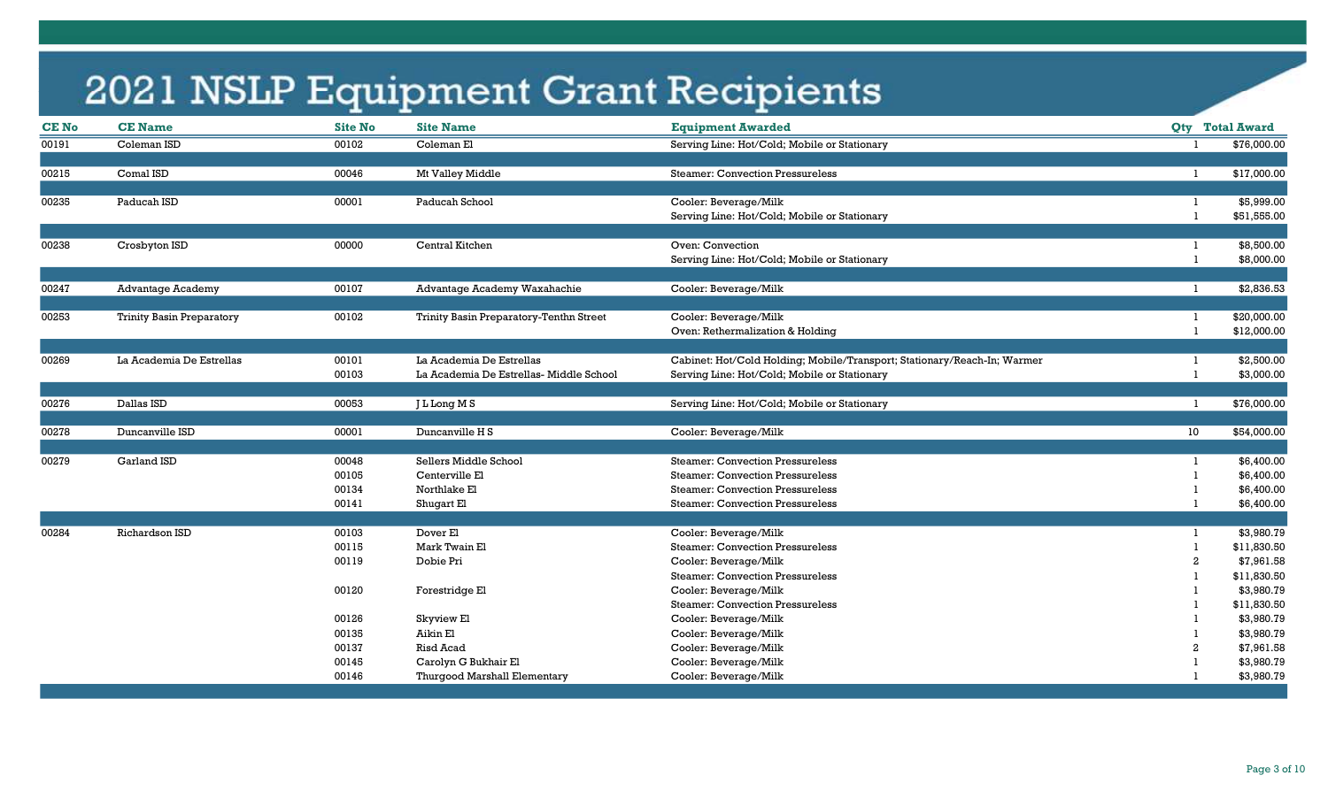# 2021 NSLP Equipment Grant Recipients

| CE No | CE Name | Site No | Site Name | Equipment Awarded | Qty | Total Award |
|---|---|---|---|---|---|---|
| 00191 | Coleman ISD | 00102 | Coleman El | Serving Line: Hot/Cold; Mobile or Stationary | 1 | $76,000.00 |
| 00215 | Comal ISD | 00046 | Mt Valley Middle | Steamer: Convection Pressureless | 1 | $17,000.00 |
| 00235 | Paducah ISD | 00001 | Paducah School | Cooler: Beverage/Milk | 1 | $5,999.00 |
| | | | | Serving Line: Hot/Cold; Mobile or Stationary | 1 | $51,555.00 |
| 00238 | Crosbyton ISD | 00000 | Central Kitchen | Oven: Convection | 1 | $8,500.00 |
| | | | | Serving Line: Hot/Cold; Mobile or Stationary | 1 | $8,000.00 |
| 00247 | Advantage Academy | 00107 | Advantage Academy Waxahachie | Cooler: Beverage/Milk | 1 | $2,836.53 |
| 00253 | Trinity Basin Preparatory | 00102 | Trinity Basin Preparatory-Tenthn Street | Cooler: Beverage/Milk | 1 | $20,000.00 |
| | | | | Oven: Rethermalization & Holding | 1 | $12,000.00 |
| 00269 | La Academia De Estrellas | 00101 | La Academia De Estrellas | Cabinet: Hot/Cold Holding; Mobile/Transport; Stationary/Reach-In; Warmer | 1 | $2,500.00 |
| | | 00103 | La Academia De Estrellas- Middle School | Serving Line: Hot/Cold; Mobile or Stationary | 1 | $3,000.00 |
| 00276 | Dallas ISD | 00053 | J L Long M S | Serving Line: Hot/Cold; Mobile or Stationary | 1 | $76,000.00 |
| 00278 | Duncanville ISD | 00001 | Duncanville H S | Cooler: Beverage/Milk | 10 | $54,000.00 |
| 00279 | Garland ISD | 00048 | Sellers Middle School | Steamer: Convection Pressureless | 1 | $6,400.00 |
| | | 00105 | Centerville El | Steamer: Convection Pressureless | 1 | $6,400.00 |
| | | 00134 | Northlake El | Steamer: Convection Pressureless | 1 | $6,400.00 |
| | | 00141 | Shugart El | Steamer: Convection Pressureless | 1 | $6,400.00 |
| 00284 | Richardson ISD | 00103 | Dover El | Cooler: Beverage/Milk | 1 | $3,980.79 |
| | | 00115 | Mark Twain El | Steamer: Convection Pressureless | 1 | $11,830.50 |
| | | 00119 | Dobie Pri | Cooler: Beverage/Milk | 2 | $7,961.58 |
| | | | | Steamer: Convection Pressureless | 1 | $11,830.50 |
| | | 00120 | Forestridge El | Cooler: Beverage/Milk | 1 | $3,980.79 |
| | | | | Steamer: Convection Pressureless | 1 | $11,830.50 |
| | | 00126 | Skyview El | Cooler: Beverage/Milk | 1 | $3,980.79 |
| | | 00135 | Aikin El | Cooler: Beverage/Milk | 1 | $3,980.79 |
| | | 00137 | Risd Acad | Cooler: Beverage/Milk | 2 | $7,961.58 |
| | | 00145 | Carolyn G Bukhair El | Cooler: Beverage/Milk | 1 | $3,980.79 |
| | | 00146 | Thurgood Marshall Elementary | Cooler: Beverage/Milk | 1 | $3,980.79 |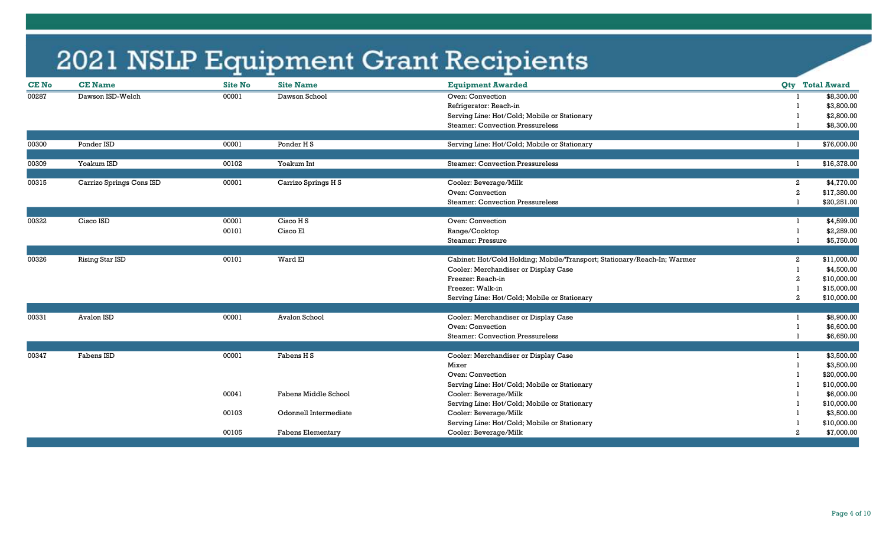# 2021 NSLP Equipment Grant Recipients

| CE No | CE Name | Site No | Site Name | Equipment Awarded | Qty | Total Award |
|---|---|---|---|---|---|---|
| 00287 | Dawson ISD-Welch | 00001 | Dawson School | Oven: Convection | 1 | $8,300.00 |
| | | | | Refrigerator: Reach-in | 1 | $3,800.00 |
| | | | | Serving Line: Hot/Cold; Mobile or Stationary | 1 | $2,800.00 |
| | | | | Steamer: Convection Pressureless | 1 | $8,300.00 |
| 00300 | Ponder ISD | 00001 | Ponder H S | Serving Line: Hot/Cold; Mobile or Stationary | 1 | $76,000.00 |
| 00309 | Yoakum ISD | 00102 | Yoakum Int | Steamer: Convection Pressureless | 1 | $16,378.00 |
| 00315 | Carrizo Springs Cons ISD | 00001 | Carrizo Springs H S | Cooler: Beverage/Milk | 2 | $4,770.00 |
| | | | | Oven: Convection | 2 | $17,380.00 |
| | | | | Steamer: Convection Pressureless | 1 | $20,251.00 |
| 00322 | Cisco ISD | 00001 | Cisco H S | Oven: Convection | 1 | $4,599.00 |
| | | 00101 | Cisco El | Range/Cooktop | 1 | $2,259.00 |
| | | | | Steamer: Pressure | 1 | $5,750.00 |
| 00326 | Rising Star ISD | 00101 | Ward El | Cabinet: Hot/Cold Holding; Mobile/Transport; Stationary/Reach-In; Warmer | 2 | $11,000.00 |
| | | | | Cooler: Merchandiser or Display Case | 1 | $4,500.00 |
| | | | | Freezer: Reach-in | 2 | $10,000.00 |
| | | | | Freezer: Walk-in | 1 | $15,000.00 |
| | | | | Serving Line: Hot/Cold; Mobile or Stationary | 2 | $10,000.00 |
| 00331 | Avalon ISD | 00001 | Avalon School | Cooler: Merchandiser or Display Case | 1 | $8,900.00 |
| | | | | Oven: Convection | 1 | $6,600.00 |
| | | | | Steamer: Convection Pressureless | 1 | $6,650.00 |
| 00347 | Fabens ISD | 00001 | Fabens H S | Cooler: Merchandiser or Display Case | 1 | $3,500.00 |
| | | | | Mixer | 1 | $3,500.00 |
| | | | | Oven: Convection | 1 | $20,000.00 |
| | | | | Serving Line: Hot/Cold; Mobile or Stationary | 1 | $10,000.00 |
| | | 00041 | Fabens Middle School | Cooler: Beverage/Milk | 1 | $6,000.00 |
| | | | | Serving Line: Hot/Cold; Mobile or Stationary | 1 | $10,000.00 |
| | | 00103 | Odonnell Intermediate | Cooler: Beverage/Milk | 1 | $3,500.00 |
| | | | | Serving Line: Hot/Cold; Mobile or Stationary | 1 | $10,000.00 |
| | | 00105 | Fabens Elementary | Cooler: Beverage/Milk | 2 | $7,000.00 |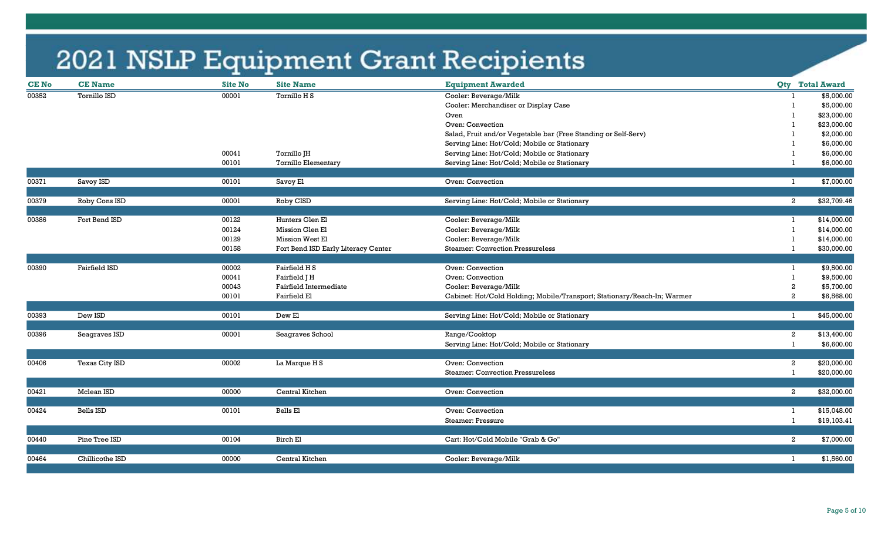# 2021 NSLP Equipment Grant Recipients

| CE No | CE Name | Site No | Site Name | Equipment Awarded | Qty | Total Award |
|---|---|---|---|---|---|---|
| 00352 | Tornillo ISD | 00001 | Tornillo H S | Cooler: Beverage/Milk | 1 | $5,000.00 |
| | | | | Cooler: Merchandiser or Display Case | 1 | $5,000.00 |
| | | | | Oven | 1 | $23,000.00 |
| | | | | Oven: Convection | 1 | $23,000.00 |
| | | | | Salad, Fruit and/or Vegetable bar (Free Standing or Self-Serv) | 1 | $2,000.00 |
| | | | | Serving Line: Hot/Cold; Mobile or Stationary | 1 | $6,000.00 |
| | | 00041 | Tornillo JH | Serving Line: Hot/Cold; Mobile or Stationary | 1 | $6,000.00 |
| | | 00101 | Tornillo Elementary | Serving Line: Hot/Cold; Mobile or Stationary | 1 | $6,000.00 |
| 00371 | Savoy ISD | 00101 | Savoy El | Oven: Convection | 1 | $7,000.00 |
| 00379 | Roby Cons ISD | 00001 | Roby CISD | Serving Line: Hot/Cold; Mobile or Stationary | 2 | $32,709.46 |
| 00386 | Fort Bend ISD | 00122 | Hunters Glen El | Cooler: Beverage/Milk | 1 | $14,000.00 |
| | | 00124 | Mission Glen El | Cooler: Beverage/Milk | 1 | $14,000.00 |
| | | 00129 | Mission West El | Cooler: Beverage/Milk | 1 | $14,000.00 |
| | | 00158 | Fort Bend ISD Early Literacy Center | Steamer: Convection Pressureless | 1 | $30,000.00 |
| 00390 | Fairfield ISD | 00002 | Fairfield H S | Oven: Convection | 1 | $9,500.00 |
| | | 00041 | Fairfield J H | Oven: Convection | 1 | $9,500.00 |
| | | 00043 | Fairfield Intermediate | Cooler: Beverage/Milk | 2 | $5,700.00 |
| | | 00101 | Fairfield El | Cabinet: Hot/Cold Holding; Mobile/Transport; Stationary/Reach-In; Warmer | 2 | $6,568.00 |
| 00393 | Dew ISD | 00101 | Dew El | Serving Line: Hot/Cold; Mobile or Stationary | 1 | $45,000.00 |
| 00396 | Seagraves ISD | 00001 | Seagraves School | Range/Cooktop | 2 | $13,400.00 |
| | | | | Serving Line: Hot/Cold; Mobile or Stationary | 1 | $6,600.00 |
| 00406 | Texas City ISD | 00002 | La Marque H S | Oven: Convection | 2 | $20,000.00 |
| | | | | Steamer: Convection Pressureless | 1 | $20,000.00 |
| 00421 | Mclean ISD | 00000 | Central Kitchen | Oven: Convection | 2 | $32,000.00 |
| 00424 | Bells ISD | 00101 | Bells El | Oven: Convection | 1 | $15,048.00 |
| | | | | Steamer: Pressure | 1 | $19,103.41 |
| 00440 | Pine Tree ISD | 00104 | Birch El | Cart: Hot/Cold Mobile "Grab & Go" | 2 | $7,000.00 |
| 00464 | Chillicothe ISD | 00000 | Central Kitchen | Cooler: Beverage/Milk | 1 | $1,560.00 |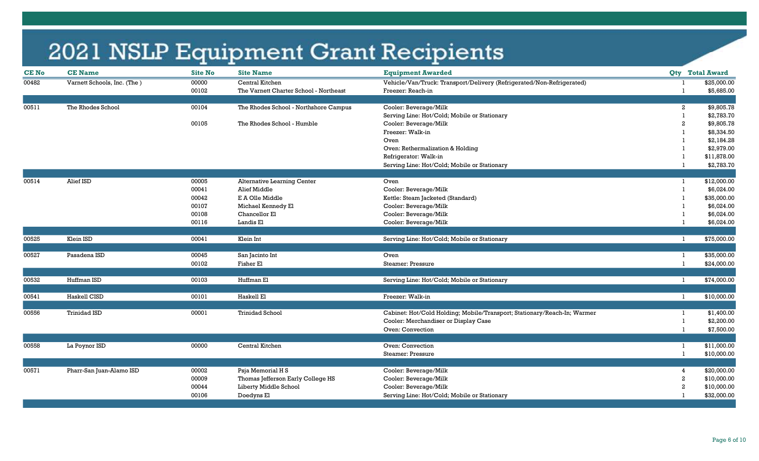# 2021 NSLP Equipment Grant Recipients

| CE No | CE Name | Site No | Site Name | Equipment Awarded | Qty | Total Award |
|---|---|---|---|---|---|---|
| 00482 | Varnett Schools, Inc. (The ) | 00000 | Central Kitchen | Vehicle/Van/Truck: Transport/Delivery (Refrigerated/Non-Refrigerated) | 1 | $25,000.00 |
| | | 00102 | The Varnett Charter School - Northeast | Freezer: Reach-in | 1 | $5,685.00 |
| 00511 | The Rhodes School | 00104 | The Rhodes School - Northshore Campus | Cooler: Beverage/Milk | 2 | $9,805.78 |
| | | | | Serving Line: Hot/Cold; Mobile or Stationary | 1 | $2,783.70 |
| | | 00105 | The Rhodes School - Humble | Cooler: Beverage/Milk | 2 | $9,805.78 |
| | | | | Freezer: Walk-in | 1 | $8,334.50 |
| | | | | Oven | 1 | $2,184.28 |
| | | | | Oven: Rethermalization & Holding | 1 | $2,979.00 |
| | | | | Refrigerator: Walk-in | 1 | $11,878.00 |
| | | | | Serving Line: Hot/Cold; Mobile or Stationary | 1 | $2,783.70 |
| 00514 | Alief ISD | 00005 | Alternative Learning Center | Oven | 1 | $12,000.00 |
| | | 00041 | Alief Middle | Cooler: Beverage/Milk | 1 | $6,024.00 |
| | | 00042 | E A Olle Middle | Kettle: Steam Jacketed (Standard) | 1 | $35,000.00 |
| | | 00107 | Michael Kennedy El | Cooler: Beverage/Milk | 1 | $6,024.00 |
| | | 00108 | Chancellor El | Cooler: Beverage/Milk | 1 | $6,024.00 |
| | | 00116 | Landis El | Cooler: Beverage/Milk | 1 | $6,024.00 |
| 00525 | Klein ISD | 00041 | Klein Int | Serving Line: Hot/Cold; Mobile or Stationary | 1 | $75,000.00 |
| 00527 | Pasadena ISD | 00045 | San Jacinto Int | Oven | 1 | $35,000.00 |
| | | 00102 | Fisher El | Steamer: Pressure | 1 | $24,000.00 |
| 00532 | Huffman ISD | 00103 | Huffman El | Serving Line: Hot/Cold; Mobile or Stationary | 1 | $74,000.00 |
| 00541 | Haskell CISD | 00101 | Haskell El | Freezer: Walk-in | 1 | $10,000.00 |
| 00556 | Trinidad ISD | 00001 | Trinidad School | Cabinet: Hot/Cold Holding; Mobile/Transport; Stationary/Reach-In; Warmer | 1 | $1,400.00 |
| | | | | Cooler: Merchandiser or Display Case | 1 | $2,200.00 |
| | | | | Oven: Convection | 1 | $7,500.00 |
| 00558 | La Poynor ISD | 00000 | Central Kitchen | Oven: Convection | 1 | $11,000.00 |
| | | | | Steamer: Pressure | 1 | $10,000.00 |
| 00571 | Pharr-San Juan-Alamo ISD | 00002 | Psja Memorial H S | Cooler: Beverage/Milk | 4 | $20,000.00 |
| | | 00009 | Thomas Jefferson Early College HS | Cooler: Beverage/Milk | 2 | $10,000.00 |
| | | 00044 | Liberty Middle School | Cooler: Beverage/Milk | 2 | $10,000.00 |
| | | 00106 | Doedyns El | Serving Line: Hot/Cold; Mobile or Stationary | 1 | $32,000.00 |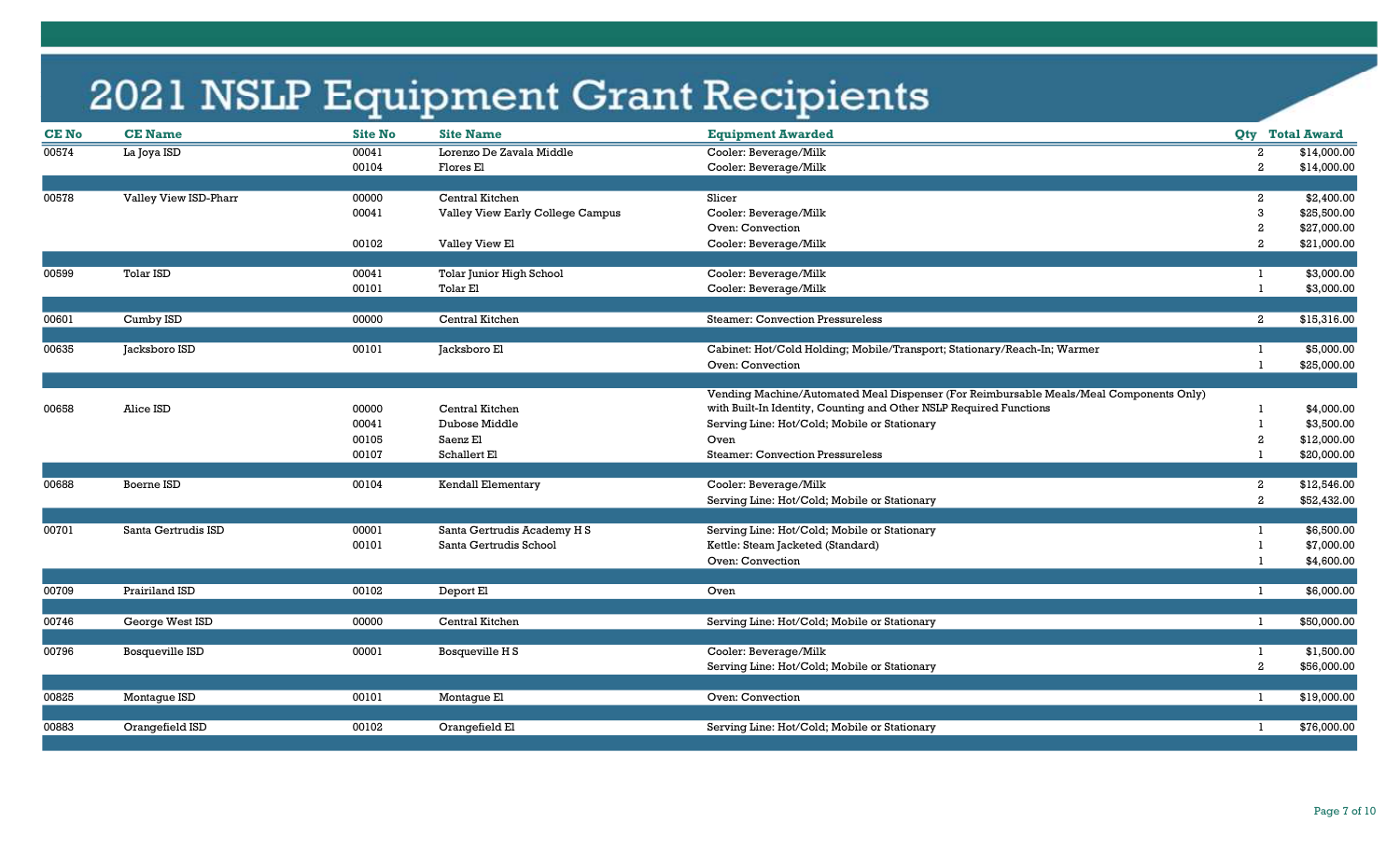# 2021 NSLP Equipment Grant Recipients

| CE No | CE Name | Site No | Site Name | Equipment Awarded | Qty | Total Award |
|---|---|---|---|---|---|---|
| 00574 | La Joya ISD | 00041 | Lorenzo De Zavala Middle | Cooler: Beverage/Milk | 2 | $14,000.00 |
| | | 00104 | Flores El | Cooler: Beverage/Milk | 2 | $14,000.00 |
| 00578 | Valley View ISD-Pharr | 00000 | Central Kitchen | Slicer | 2 | $2,400.00 |
| | | 00041 | Valley View Early College Campus | Cooler: Beverage/Milk | 3 | $25,500.00 |
| | | | | Oven: Convection | 2 | $27,000.00 |
| | | 00102 | Valley View El | Cooler: Beverage/Milk | 2 | $21,000.00 |
| 00599 | Tolar ISD | 00041 | Tolar Junior High School | Cooler: Beverage/Milk | 1 | $3,000.00 |
| | | 00101 | Tolar El | Cooler: Beverage/Milk | 1 | $3,000.00 |
| 00601 | Cumby ISD | 00000 | Central Kitchen | Steamer: Convection Pressureless | 2 | $15,316.00 |
| 00635 | Jacksboro ISD | 00101 | Jacksboro El | Cabinet: Hot/Cold Holding; Mobile/Transport; Stationary/Reach-In; Warmer | 1 | $5,000.00 |
| | | | | Oven: Convection | 1 | $25,000.00 |
| 00658 | Alice ISD | 00000 | Central Kitchen | Vending Machine/Automated Meal Dispenser (For Reimbursable Meals/Meal Components Only) with Built-In Identity, Counting and Other NSLP Required Functions | 1 | $4,000.00 |
| | | 00041 | Dubose Middle | Serving Line: Hot/Cold; Mobile or Stationary | 1 | $3,500.00 |
| | | 00105 | Saenz El | Oven | 2 | $12,000.00 |
| | | 00107 | Schallert El | Steamer: Convection Pressureless | 1 | $20,000.00 |
| 00688 | Boerne ISD | 00104 | Kendall Elementary | Cooler: Beverage/Milk | 2 | $12,546.00 |
| | | | | Serving Line: Hot/Cold; Mobile or Stationary | 2 | $52,432.00 |
| 00701 | Santa Gertrudis ISD | 00001 | Santa Gertrudis Academy H S | Serving Line: Hot/Cold; Mobile or Stationary | 1 | $6,500.00 |
| | | 00101 | Santa Gertrudis School | Kettle: Steam Jacketed (Standard) | 1 | $7,000.00 |
| | | | | Oven: Convection | 1 | $4,600.00 |
| 00709 | Prairiland ISD | 00102 | Deport El | Oven | 1 | $6,000.00 |
| 00746 | George West ISD | 00000 | Central Kitchen | Serving Line: Hot/Cold; Mobile or Stationary | 1 | $50,000.00 |
| 00796 | Bosqueville ISD | 00001 | Bosqueville H S | Cooler: Beverage/Milk | 1 | $1,500.00 |
| | | | | Serving Line: Hot/Cold; Mobile or Stationary | 2 | $56,000.00 |
| 00825 | Montague ISD | 00101 | Montague El | Oven: Convection | 1 | $19,000.00 |
| 00883 | Orangefield ISD | 00102 | Orangefield El | Serving Line: Hot/Cold; Mobile or Stationary | 1 | $76,000.00 |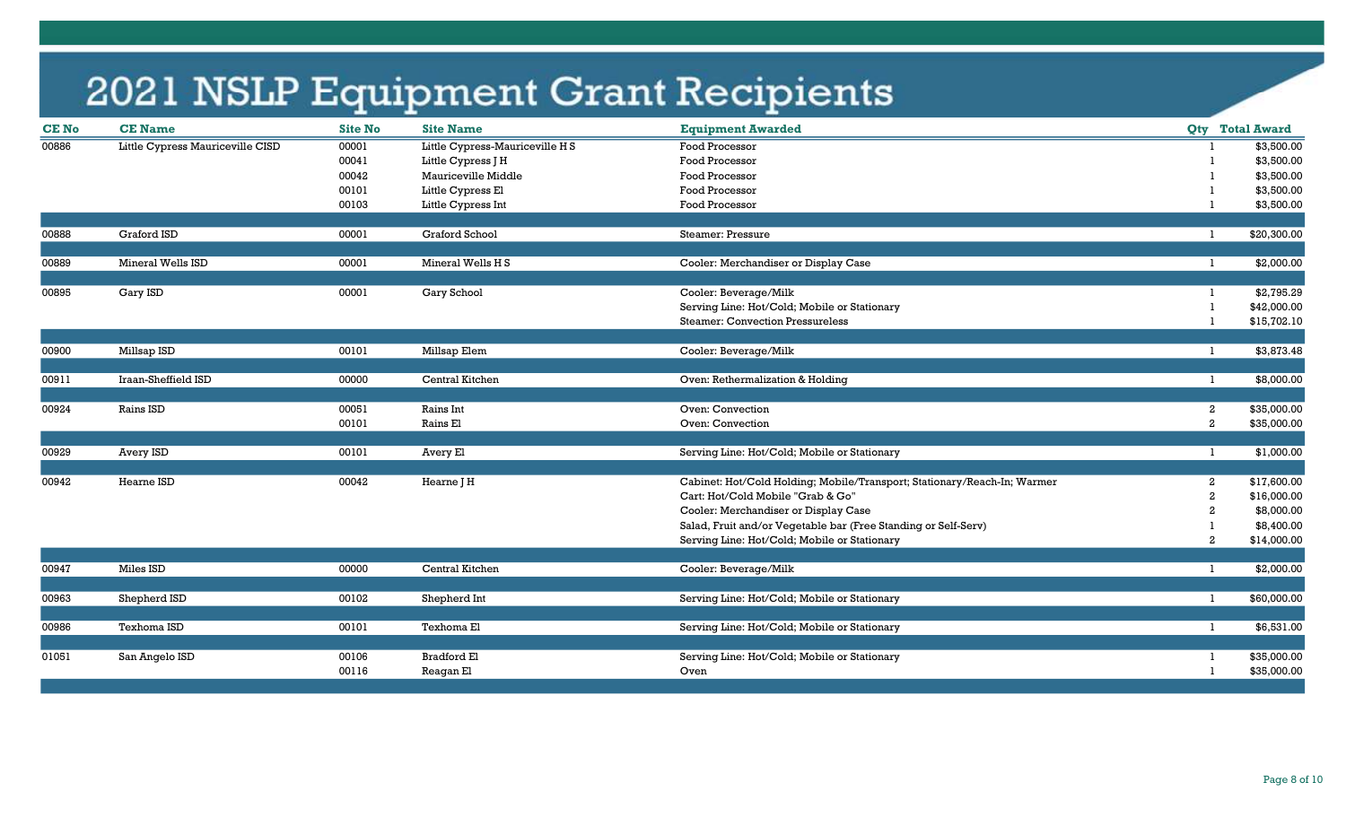# 2021 NSLP Equipment Grant Recipients

| CE No | CE Name | Site No | Site Name | Equipment Awarded | Qty | Total Award |
|---|---|---|---|---|---|---|
| 00886 | Little Cypress Mauriceville CISD | 00001 | Little Cypress-Mauriceville H S | Food Processor | 1 | $3,500.00 |
| | | 00041 | Little Cypress J H | Food Processor | 1 | $3,500.00 |
| | | 00042 | Mauriceville Middle | Food Processor | 1 | $3,500.00 |
| | | 00101 | Little Cypress El | Food Processor | 1 | $3,500.00 |
| | | 00103 | Little Cypress Int | Food Processor | 1 | $3,500.00 |
| 00888 | Graford ISD | 00001 | Graford School | Steamer: Pressure | 1 | $20,300.00 |
| 00889 | Mineral Wells ISD | 00001 | Mineral Wells H S | Cooler: Merchandiser or Display Case | 1 | $2,000.00 |
| 00895 | Gary ISD | 00001 | Gary School | Cooler: Beverage/Milk | 1 | $2,795.29 |
| | | | | Serving Line: Hot/Cold; Mobile or Stationary | 1 | $42,000.00 |
| | | | | Steamer: Convection Pressureless | 1 | $15,702.10 |
| 00900 | Millsap ISD | 00101 | Millsap Elem | Cooler: Beverage/Milk | 1 | $3,873.48 |
| 00911 | Iraan-Sheffield ISD | 00000 | Central Kitchen | Oven: Rethermalization & Holding | 1 | $8,000.00 |
| 00924 | Rains ISD | 00051 | Rains Int | Oven: Convection | 2 | $35,000.00 |
| | | 00101 | Rains El | Oven: Convection | 2 | $35,000.00 |
| 00929 | Avery ISD | 00101 | Avery El | Serving Line: Hot/Cold; Mobile or Stationary | 1 | $1,000.00 |
| 00942 | Hearne ISD | 00042 | Hearne J H | Cabinet: Hot/Cold Holding; Mobile/Transport; Stationary/Reach-In; Warmer | 2 | $17,600.00 |
| | | | | Cart: Hot/Cold Mobile "Grab & Go" | 2 | $16,000.00 |
| | | | | Cooler: Merchandiser or Display Case | 2 | $8,000.00 |
| | | | | Salad, Fruit and/or Vegetable bar (Free Standing or Self-Serv) | 1 | $8,400.00 |
| | | | | Serving Line: Hot/Cold; Mobile or Stationary | 2 | $14,000.00 |
| 00947 | Miles ISD | 00000 | Central Kitchen | Cooler: Beverage/Milk | 1 | $2,000.00 |
| 00963 | Shepherd ISD | 00102 | Shepherd Int | Serving Line: Hot/Cold; Mobile or Stationary | 1 | $60,000.00 |
| 00986 | Texhoma ISD | 00101 | Texhoma El | Serving Line: Hot/Cold; Mobile or Stationary | 1 | $6,531.00 |
| 01051 | San Angelo ISD | 00106 | Bradford El | Serving Line: Hot/Cold; Mobile or Stationary | 1 | $35,000.00 |
| | | 00116 | Reagan El | Oven | 1 | $35,000.00 |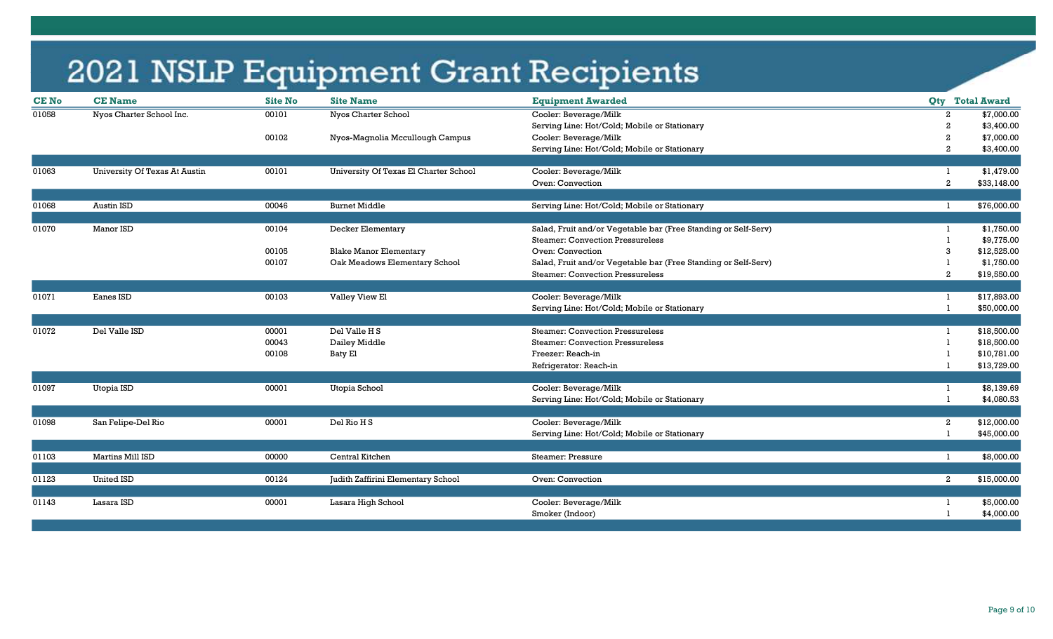# 2021 NSLP Equipment Grant Recipients

| CE No | CE Name | Site No | Site Name | Equipment Awarded | Qty | Total Award |
|---|---|---|---|---|---|---|
| 01058 | Nyos Charter School Inc. | 00101 | Nyos Charter School | Cooler: Beverage/Milk | 2 | $7,000.00 |
| | | | | Serving Line: Hot/Cold; Mobile or Stationary | 2 | $3,400.00 |
| | | 00102 | Nyos-Magnolia Mccullough Campus | Cooler: Beverage/Milk | 2 | $7,000.00 |
| | | | | Serving Line: Hot/Cold; Mobile or Stationary | 2 | $3,400.00 |
| 01063 | University Of Texas At Austin | 00101 | University Of Texas El Charter School | Cooler: Beverage/Milk | 1 | $1,479.00 |
| | | | | Oven: Convection | 2 | $33,148.00 |
| 01068 | Austin ISD | 00046 | Burnet Middle | Serving Line: Hot/Cold; Mobile or Stationary | 1 | $76,000.00 |
| 01070 | Manor ISD | 00104 | Decker Elementary | Salad, Fruit and/or Vegetable bar (Free Standing or Self-Serv) | 1 | $1,750.00 |
| | | | | Steamer: Convection Pressureless | 1 | $9,775.00 |
| | | 00105 | Blake Manor Elementary | Oven: Convection | 3 | $12,525.00 |
| | | 00107 | Oak Meadows Elementary School | Salad, Fruit and/or Vegetable bar (Free Standing or Self-Serv) | 1 | $1,750.00 |
| | | | | Steamer: Convection Pressureless | 2 | $19,550.00 |
| 01071 | Eanes ISD | 00103 | Valley View El | Cooler: Beverage/Milk | 1 | $17,893.00 |
| | | | | Serving Line: Hot/Cold; Mobile or Stationary | 1 | $50,000.00 |
| 01072 | Del Valle ISD | 00001 | Del Valle H S | Steamer: Convection Pressureless | 1 | $18,500.00 |
| | | 00043 | Dailey Middle | Steamer: Convection Pressureless | 1 | $18,500.00 |
| | | 00108 | Baty El | Freezer: Reach-in | 1 | $10,781.00 |
| | | | | Refrigerator: Reach-in | 1 | $13,729.00 |
| 01097 | Utopia ISD | 00001 | Utopia School | Cooler: Beverage/Milk | 1 | $8,139.69 |
| | | | | Serving Line: Hot/Cold; Mobile or Stationary | 1 | $4,080.53 |
| 01098 | San Felipe-Del Rio | 00001 | Del Rio H S | Cooler: Beverage/Milk | 2 | $12,000.00 |
| | | | | Serving Line: Hot/Cold; Mobile or Stationary | 1 | $45,000.00 |
| 01103 | Martins Mill ISD | 00000 | Central Kitchen | Steamer: Pressure | 1 | $8,000.00 |
| 01123 | United ISD | 00124 | Judith Zaffirini Elementary School | Oven: Convection | 2 | $15,000.00 |
| 01143 | Lasara ISD | 00001 | Lasara High School | Cooler: Beverage/Milk | 1 | $5,000.00 |
| | | | | Smoker (Indoor) | 1 | $4,000.00 |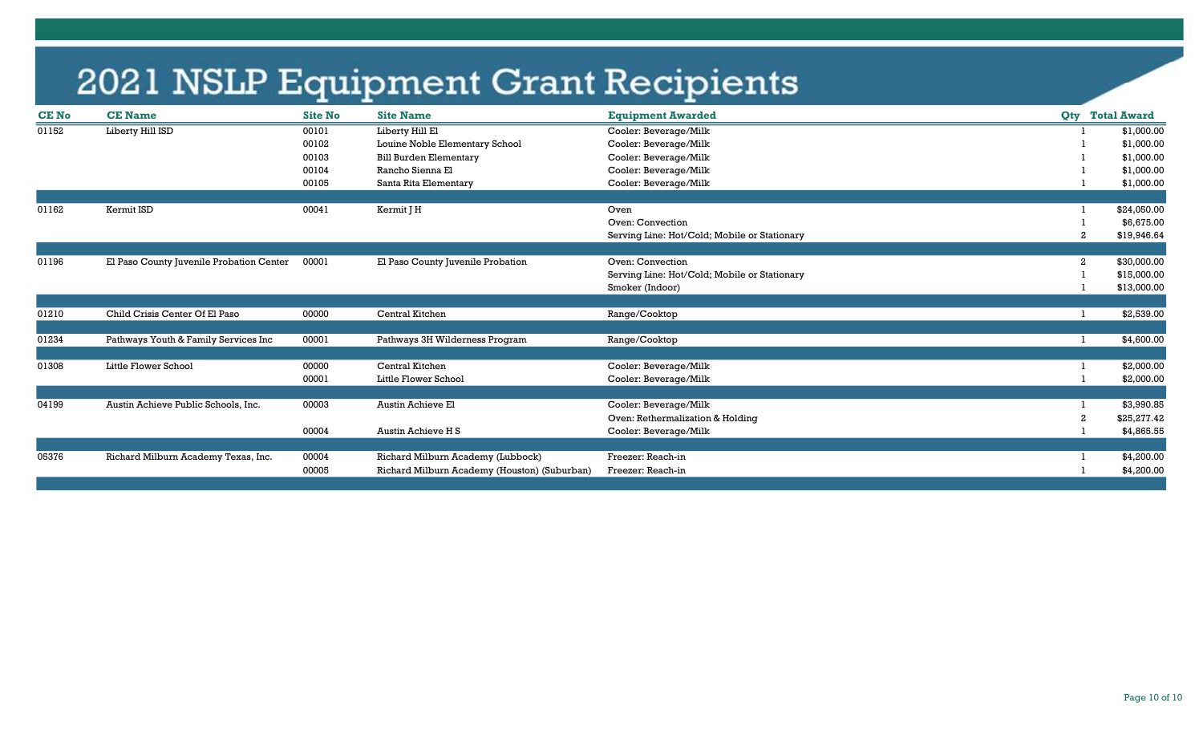# 2021 NSLP Equipment Grant Recipients

| CE No | CE Name | Site No | Site Name | Equipment Awarded | Qty | Total Award |
|---|---|---|---|---|---|---|
| 01152 | Liberty Hill ISD | 00101 | Liberty Hill El | Cooler: Beverage/Milk | 1 | $1,000.00 |
| | | 00102 | Louine Noble Elementary School | Cooler: Beverage/Milk | 1 | $1,000.00 |
| | | 00103 | Bill Burden Elementary | Cooler: Beverage/Milk | 1 | $1,000.00 |
| | | 00104 | Rancho Sienna El | Cooler: Beverage/Milk | 1 | $1,000.00 |
| | | 00105 | Santa Rita Elementary | Cooler: Beverage/Milk | 1 | $1,000.00 |
| 01162 | Kermit ISD | 00041 | Kermit J H | Oven | 1 | $24,050.00 |
| | | | | Oven: Convection | 1 | $6,675.00 |
| | | | | Serving Line: Hot/Cold; Mobile or Stationary | 2 | $19,946.64 |
| 01196 | El Paso County Juvenile Probation Center | 00001 | El Paso County Juvenile Probation | Oven: Convection | 2 | $30,000.00 |
| | | | | Serving Line: Hot/Cold; Mobile or Stationary | 1 | $15,000.00 |
| | | | | Smoker (Indoor) | 1 | $13,000.00 |
| 01210 | Child Crisis Center Of El Paso | 00000 | Central Kitchen | Range/Cooktop | 1 | $2,539.00 |
| 01234 | Pathways Youth & Family Services Inc | 00001 | Pathways 3H Wilderness Program | Range/Cooktop | 1 | $4,600.00 |
| 01308 | Little Flower School | 00000 | Central Kitchen | Cooler: Beverage/Milk | 1 | $2,000.00 |
| | | 00001 | Little Flower School | Cooler: Beverage/Milk | 1 | $2,000.00 |
| 04199 | Austin Achieve Public Schools, Inc. | 00003 | Austin Achieve El | Cooler: Beverage/Milk | 1 | $3,990.85 |
| | | | | Oven: Rethermalization & Holding | 2 | $25,277.42 |
| | | 00004 | Austin Achieve H S | Cooler: Beverage/Milk | 1 | $4,865.55 |
| 05376 | Richard Milburn Academy Texas, Inc. | 00004 | Richard Milburn Academy (Lubbock) | Freezer: Reach-in | 1 | $4,200.00 |
| | | 00005 | Richard Milburn Academy (Houston) (Suburban) | Freezer: Reach-in | 1 | $4,200.00 |